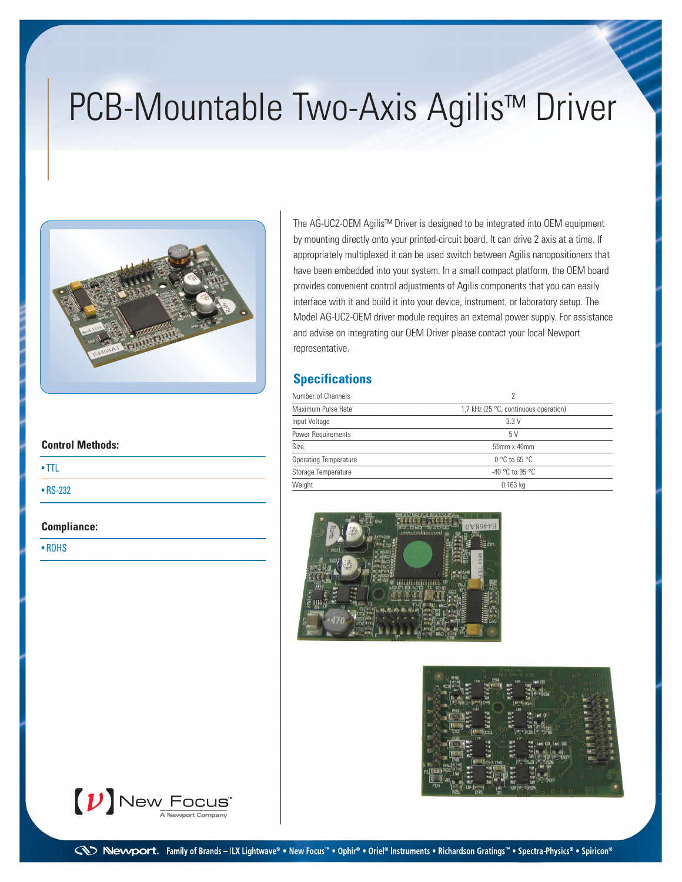# PCB-Mountable Two-Axis Agilis™ Driver

The AG-UC2-OEM Agilis™ Driver is designed to be integrated into OEM equipment by mounting directly onto your printed-circuit board. It can drive 2 axis at a time. If appropriately multiplexed it can be used switch between Agilis nanopositioners that have been embedded into your system. In a small compact platform, the OEM board provides convenient control adjustments of Agilis components that you can easily interface with it and build it into your device, instrument, or laboratory setup. The Model AG-UC2-OEM driver module requires an external power supply. For assistance and advise on integrating our OEM Driver please contact your local Newport representative.

## Specifications

| | |
|---|---|
| Number of Channels | 2 |
| Maximum Pulse Rate | 1.7 kHz (25 °C, continuous operation) |
| Input Voltage | 3.3 V |
| Power Requirements | 5 V |
| Size | 55mm x 40mm |
| Operating Temperature | 0 °C to 65 °C |
| Storage Temperature | -40 °C to 95 °C |
| Weight | 0.163 kg |

**Control Methods:**

- TTL
- RS-232

**Compliance:**

- ROHS

New Focus™ A Newport Company

Newport. Family of Brands – ILX Lightwave® • New Focus™ • Ophir® • Oriel® Instruments • Richardson Gratings™ • Spectra-Physics® • Spiricon®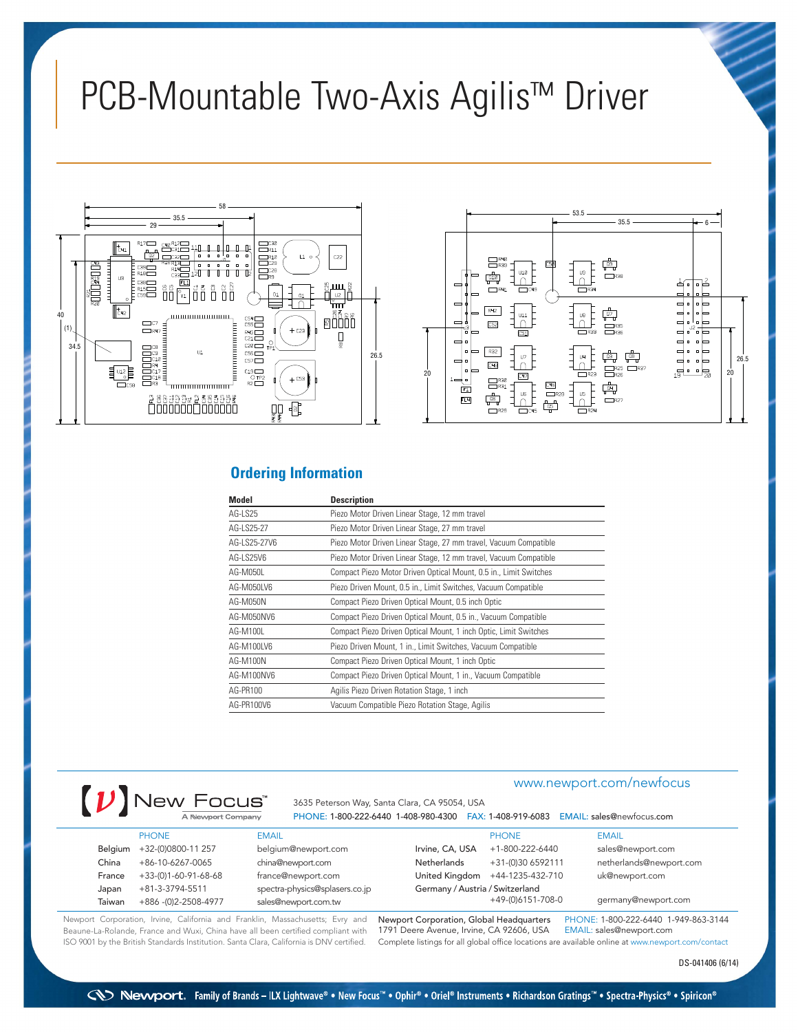# PCB-Mountable Two-Axis Agilis™ Driver

58
35.5
29
40
(1)
34.5
26.5

53.5
35.5
6
20
26.5
20

## Ordering Information

| Model | Description |
|---|---|
| AG-LS25 | Piezo Motor Driven Linear Stage, 12 mm travel |
| AG-LS25-27 | Piezo Motor Driven Linear Stage, 27 mm travel |
| AG-LS25-27V6 | Piezo Motor Driven Linear Stage, 27 mm travel, Vacuum Compatible |
| AG-LS25V6 | Piezo Motor Driven Linear Stage, 12 mm travel, Vacuum Compatible |
| AG-M050L | Compact Piezo Motor Driven Optical Mount, 0.5 in., Limit Switches |
| AG-M050LV6 | Piezo Driven Mount, 0.5 in., Limit Switches, Vacuum Compatible |
| AG-M050N | Compact Piezo Driven Optical Mount, 0.5 inch Optic |
| AG-M050NV6 | Compact Piezo Driven Optical Mount, 0.5 in., Vacuum Compatible |
| AG-M100L | Compact Piezo Driven Optical Mount, 1 inch Optic, Limit Switches |
| AG-M100LV6 | Piezo Driven Mount, 1 in., Limit Switches, Vacuum Compatible |
| AG-M100N | Compact Piezo Driven Optical Mount, 1 inch Optic |
| AG-M100NV6 | Compact Piezo Driven Optical Mount, 1 in., Vacuum Compatible |
| AG-PR100 | Agilis Piezo Driven Rotation Stage, 1 inch |
| AG-PR100V6 | Vacuum Compatible Piezo Rotation Stage, Agilis |

New Focus™ A Newport Company

www.newport.com/newfocus

3635 Peterson Way, Santa Clara, CA 95054, USA
PHONE: 1-800-222-6440 1-408-980-4300 FAX: 1-408-919-6083 EMAIL: sales@newfocus.com

| | PHONE | EMAIL | | PHONE | EMAIL |
|---|---|---|---|---|---|
| Belgium | +32-(0)0800-11 257 | belgium@newport.com | Irvine, CA, USA | +1-800-222-6440 | sales@newport.com |
| China | +86-10-6267-0065 | china@newport.com | Netherlands | +31-(0)30 6592111 | netherlands@newport.com |
| France | +33-(0)1-60-91-68-68 | france@newport.com | United Kingdom | +44-1235-432-710 | uk@newport.com |
| Japan | +81-3-3794-5511 | spectra-physics@splasers.co.jp | Germany / Austria / Switzerland | +49-(0)6151-708-0 | germany@newport.com |
| Taiwan | +886 -(0)2-2508-4977 | sales@newport.com.tw | | | |

Newport Corporation, Irvine, California and Franklin, Massachusetts; Evry and Beaune-La-Rolande, France and Wuxi, China have all been certified compliant with ISO 9001 by the British Standards Institution. Santa Clara, California is DNV certified.

Newport Corporation, Global Headquarters
1791 Deere Avenue, Irvine, CA 92606, USA
PHONE: 1-800-222-6440 1-949-863-3144
EMAIL: sales@newport.com
Complete listings for all global office locations are available online at www.newport.com/contact

DS-041406 (6/14)

Newport. Family of Brands – ILX Lightwave® • New Focus™ • Ophir® • Oriel® Instruments • Richardson Gratings™ • Spectra-Physics® • Spiricon®